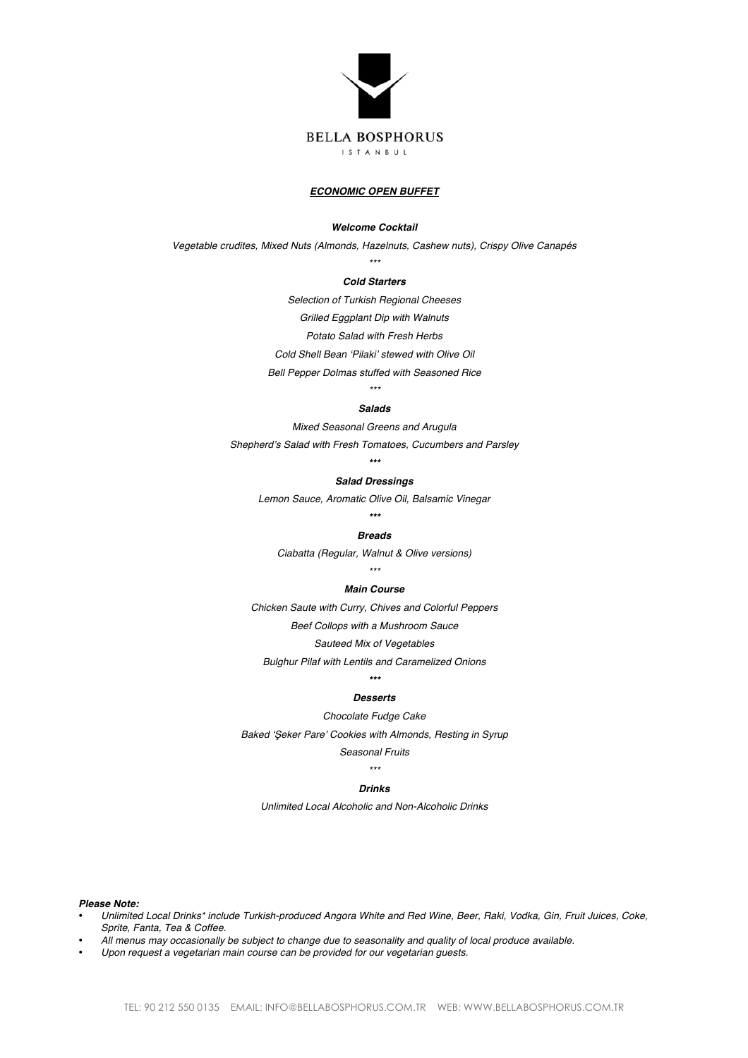BELLA BOSPHORUS

ISTANBUL

## ***ECONOMIC OPEN BUFFET***

***Welcome Cocktail***

*Vegetable crudites, Mixed Nuts (Almonds, Hazelnuts, Cashew nuts), Crispy Olive Canapés*

\*\*\*

***Cold Starters***

*Selection of Turkish Regional Cheeses*

*Grilled Eggplant Dip with Walnuts*

*Potato Salad with Fresh Herbs*

*Cold Shell Bean 'Pilaki' stewed with Olive Oil*

*Bell Pepper Dolmas stuffed with Seasoned Rice*

\*\*\*

***Salads***

*Mixed Seasonal Greens and Arugula*

*Shepherd's Salad with Fresh Tomatoes, Cucumbers and Parsley*

\*\*\*

***Salad Dressings***

*Lemon Sauce, Aromatic Olive Oil, Balsamic Vinegar*

\*\*\*

***Breads***

*Ciabatta (Regular, Walnut & Olive versions)*

\*\*\*

***Main Course***

*Chicken Saute with Curry, Chives and Colorful Peppers*

*Beef Collops with a Mushroom Sauce*

*Sauteed Mix of Vegetables*

*Bulghur Pilaf with Lentils and Caramelized Onions*

\*\*\*

***Desserts***

*Chocolate Fudge Cake*

*Baked 'Şeker Pare' Cookies with Almonds, Resting in Syrup*

*Seasonal Fruits*

\*\*\*

***Drinks***

*Unlimited Local Alcoholic and Non-Alcoholic Drinks*

***Please Note:***

- *Unlimited Local Drinks\* include Turkish-produced Angora White and Red Wine, Beer, Raki, Vodka, Gin, Fruit Juices, Coke, Sprite, Fanta, Tea & Coffee.*
- *All menus may occasionally be subject to change due to seasonality and quality of local produce available.*
- *Upon request a vegetarian main course can be provided for our vegetarian guests.*

TEL: 90 212 550 0135 EMAIL: INFO@BELLABOSPHORUS.COM.TR WEB: WWW.BELLABOSPHORUS.COM.TR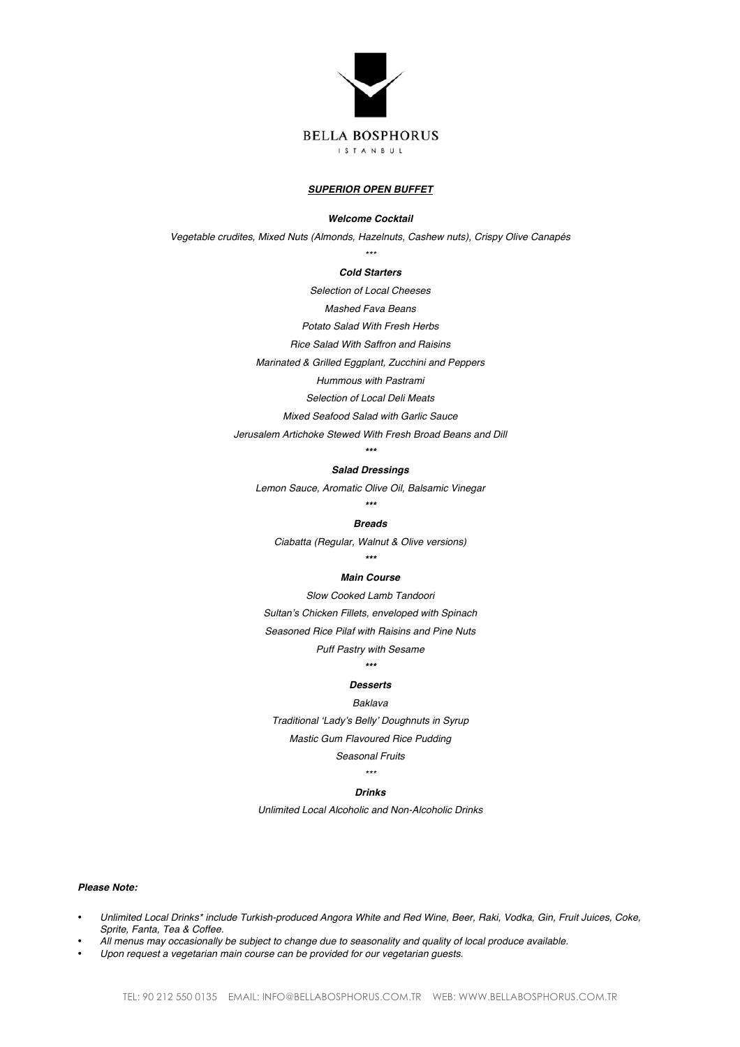BELLA BOSPHORUS

ISTANBUL

## ***SUPERIOR OPEN BUFFET***

***Welcome Cocktail***

*Vegetable crudites, Mixed Nuts (Almonds, Hazelnuts, Cashew nuts), Crispy Olive Canapés*

\*\*\*

***Cold Starters***

*Selection of Local Cheeses*

*Mashed Fava Beans*

*Potato Salad With Fresh Herbs*

*Rice Salad With Saffron and Raisins*

*Marinated & Grilled Eggplant, Zucchini and Peppers*

*Hummous with Pastrami*

*Selection of Local Deli Meats*

*Mixed Seafood Salad with Garlic Sauce*

*Jerusalem Artichoke Stewed With Fresh Broad Beans and Dill*

\*\*\*

***Salad Dressings***

*Lemon Sauce, Aromatic Olive Oil, Balsamic Vinegar*

\*\*\*

***Breads***

*Ciabatta (Regular, Walnut & Olive versions)*

\*\*\*

***Main Course***

*Slow Cooked Lamb Tandoori*

*Sultan's Chicken Fillets, enveloped with Spinach*

*Seasoned Rice Pilaf with Raisins and Pine Nuts*

*Puff Pastry with Sesame*

\*\*\*

***Desserts***

*Baklava*

*Traditional 'Lady's Belly' Doughnuts in Syrup*

*Mastic Gum Flavoured Rice Pudding*

*Seasonal Fruits*

\*\*\*

***Drinks***

*Unlimited Local Alcoholic and Non-Alcoholic Drinks*

***Please Note:***

- *Unlimited Local Drinks\* include Turkish-produced Angora White and Red Wine, Beer, Raki, Vodka, Gin, Fruit Juices, Coke, Sprite, Fanta, Tea & Coffee.*
- *All menus may occasionally be subject to change due to seasonality and quality of local produce available.*
- *Upon request a vegetarian main course can be provided for our vegetarian guests.*

TEL: 90 212 550 0135 EMAIL: INFO@BELLABOSPHORUS.COM.TR WEB: WWW.BELLABOSPHORUS.COM.TR